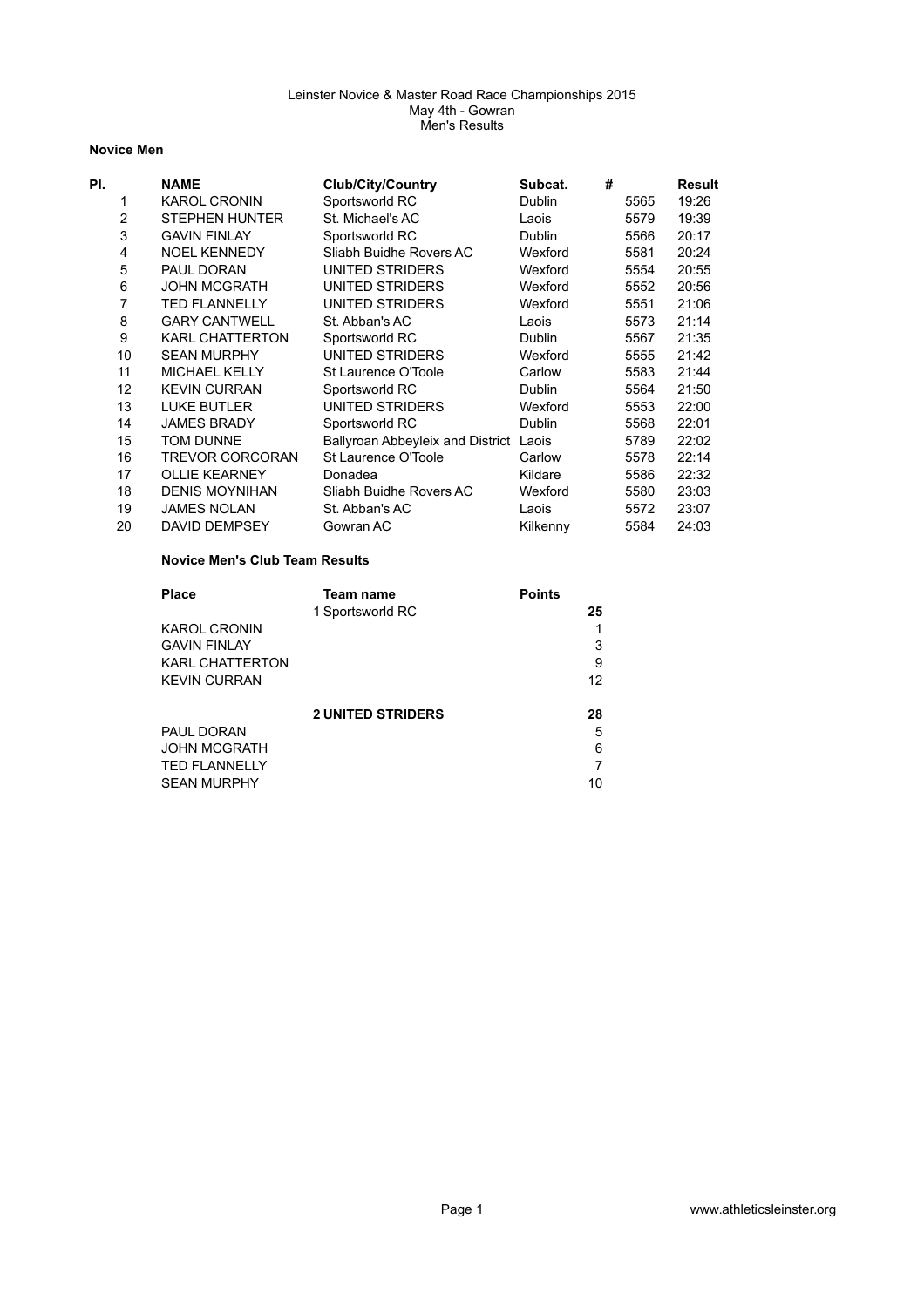Leinster Novice & Master Road Race Championships 2015
May 4th - Gowran
Men's Results

## Novice Men

| Pl. | NAME | Club/City/Country | Subcat. | # | Result |
|---|---|---|---|---|---|
| 1 | KAROL CRONIN | Sportsworld RC | Dublin | 5565 | 19:26 |
| 2 | STEPHEN HUNTER | St. Michael's AC | Laois | 5579 | 19:39 |
| 3 | GAVIN FINLAY | Sportsworld RC | Dublin | 5566 | 20:17 |
| 4 | NOEL KENNEDY | Sliabh Buidhe Rovers AC | Wexford | 5581 | 20:24 |
| 5 | PAUL DORAN | UNITED STRIDERS | Wexford | 5554 | 20:55 |
| 6 | JOHN MCGRATH | UNITED STRIDERS | Wexford | 5552 | 20:56 |
| 7 | TED FLANNELLY | UNITED STRIDERS | Wexford | 5551 | 21:06 |
| 8 | GARY CANTWELL | St. Abban's AC | Laois | 5573 | 21:14 |
| 9 | KARL CHATTERTON | Sportsworld RC | Dublin | 5567 | 21:35 |
| 10 | SEAN MURPHY | UNITED STRIDERS | Wexford | 5555 | 21:42 |
| 11 | MICHAEL KELLY | St Laurence O'Toole | Carlow | 5583 | 21:44 |
| 12 | KEVIN CURRAN | Sportsworld RC | Dublin | 5564 | 21:50 |
| 13 | LUKE BUTLER | UNITED STRIDERS | Wexford | 5553 | 22:00 |
| 14 | JAMES BRADY | Sportsworld RC | Dublin | 5568 | 22:01 |
| 15 | TOM DUNNE | Ballyroan Abbeyleix and District | Laois | 5789 | 22:02 |
| 16 | TREVOR CORCORAN | St Laurence O'Toole | Carlow | 5578 | 22:14 |
| 17 | OLLIE KEARNEY | Donadea | Kildare | 5586 | 22:32 |
| 18 | DENIS MOYNIHAN | Sliabh Buidhe Rovers AC | Wexford | 5580 | 23:03 |
| 19 | JAMES NOLAN | St. Abban's AC | Laois | 5572 | 23:07 |
| 20 | DAVID DEMPSEY | Gowran AC | Kilkenny | 5584 | 24:03 |

### Novice Men's Club Team Results

| Place | Team name | Points |
|---|---|---|
| | 1 Sportsworld RC | **25** |
| KAROL CRONIN | | 1 |
| GAVIN FINLAY | | 3 |
| KARL CHATTERTON | | 9 |
| KEVIN CURRAN | | 12 |
| | **2 UNITED STRIDERS** | **28** |
| PAUL DORAN | | 5 |
| JOHN MCGRATH | | 6 |
| TED FLANNELLY | | 7 |
| SEAN MURPHY | | 10 |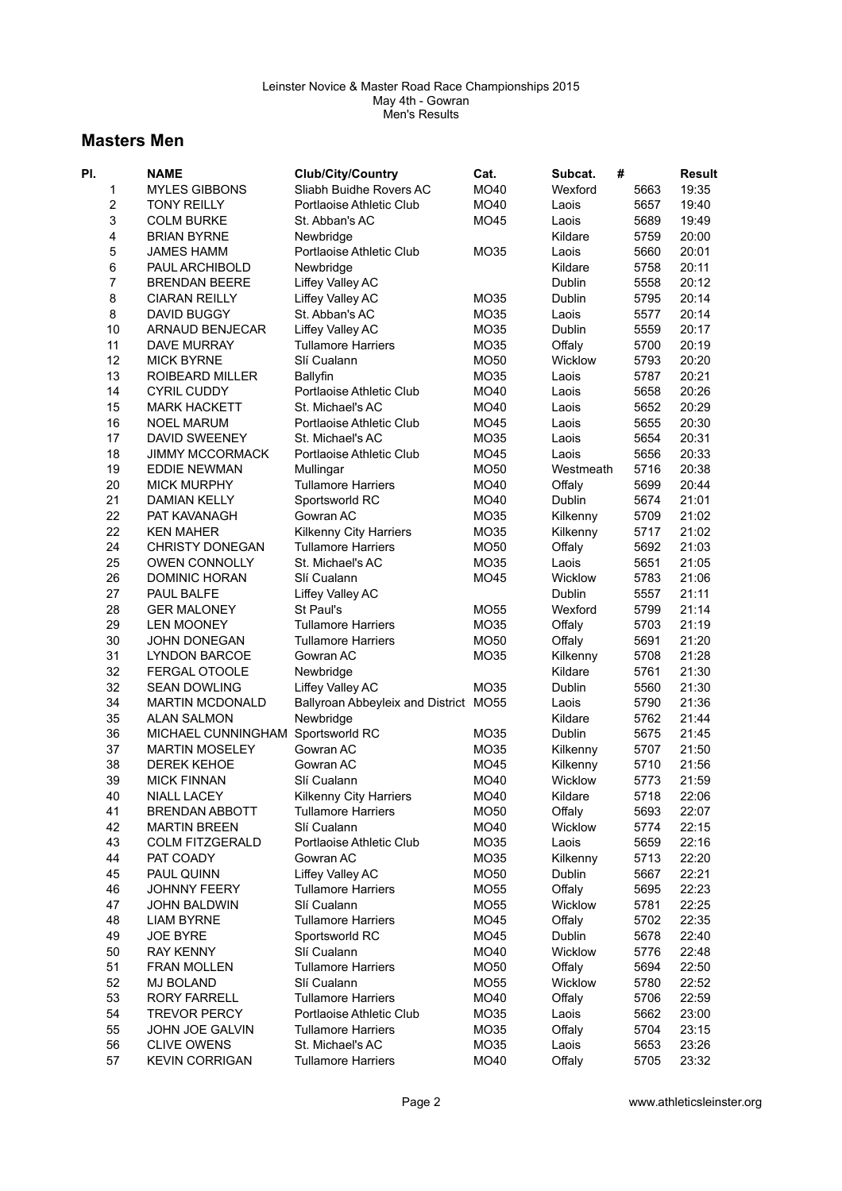Leinster Novice & Master Road Race Championships 2015
May 4th - Gowran
Men's Results

## Masters Men

| Pl. | NAME | Club/City/Country | Cat. | Subcat. | # | Result |
|---|---|---|---|---|---|---|
| 1 | MYLES GIBBONS | Sliabh Buidhe Rovers AC | MO40 | Wexford | 5663 | 19:35 |
| 2 | TONY REILLY | Portlaoise Athletic Club | MO40 | Laois | 5657 | 19:40 |
| 3 | COLM BURKE | St. Abban's AC | MO45 | Laois | 5689 | 19:49 |
| 4 | BRIAN BYRNE | Newbridge | | Kildare | 5759 | 20:00 |
| 5 | JAMES HAMM | Portlaoise Athletic Club | MO35 | Laois | 5660 | 20:01 |
| 6 | PAUL ARCHIBOLD | Newbridge | | Kildare | 5758 | 20:11 |
| 7 | BRENDAN BEERE | Liffey Valley AC | | Dublin | 5558 | 20:12 |
| 8 | CIARAN REILLY | Liffey Valley AC | MO35 | Dublin | 5795 | 20:14 |
| 8 | DAVID BUGGY | St. Abban's AC | MO35 | Laois | 5577 | 20:14 |
| 10 | ARNAUD BENJECAR | Liffey Valley AC | MO35 | Dublin | 5559 | 20:17 |
| 11 | DAVE MURRAY | Tullamore Harriers | MO35 | Offaly | 5700 | 20:19 |
| 12 | MICK BYRNE | Slí Cualann | MO50 | Wicklow | 5793 | 20:20 |
| 13 | ROIBEARD MILLER | Ballyfin | MO35 | Laois | 5787 | 20:21 |
| 14 | CYRIL CUDDY | Portlaoise Athletic Club | MO40 | Laois | 5658 | 20:26 |
| 15 | MARK HACKETT | St. Michael's AC | MO40 | Laois | 5652 | 20:29 |
| 16 | NOEL MARUM | Portlaoise Athletic Club | MO45 | Laois | 5655 | 20:30 |
| 17 | DAVID SWEENEY | St. Michael's AC | MO35 | Laois | 5654 | 20:31 |
| 18 | JIMMY MCCORMACK | Portlaoise Athletic Club | MO45 | Laois | 5656 | 20:33 |
| 19 | EDDIE NEWMAN | Mullingar | MO50 | Westmeath | 5716 | 20:38 |
| 20 | MICK MURPHY | Tullamore Harriers | MO40 | Offaly | 5699 | 20:44 |
| 21 | DAMIAN KELLY | Sportsworld RC | MO40 | Dublin | 5674 | 21:01 |
| 22 | PAT KAVANAGH | Gowran AC | MO35 | Kilkenny | 5709 | 21:02 |
| 22 | KEN MAHER | Kilkenny City Harriers | MO35 | Kilkenny | 5717 | 21:02 |
| 24 | CHRISTY DONEGAN | Tullamore Harriers | MO50 | Offaly | 5692 | 21:03 |
| 25 | OWEN CONNOLLY | St. Michael's AC | MO35 | Laois | 5651 | 21:05 |
| 26 | DOMINIC HORAN | Slí Cualann | MO45 | Wicklow | 5783 | 21:06 |
| 27 | PAUL BALFE | Liffey Valley AC | | Dublin | 5557 | 21:11 |
| 28 | GER MALONEY | St Paul's | MO55 | Wexford | 5799 | 21:14 |
| 29 | LEN MOONEY | Tullamore Harriers | MO35 | Offaly | 5703 | 21:19 |
| 30 | JOHN DONEGAN | Tullamore Harriers | MO50 | Offaly | 5691 | 21:20 |
| 31 | LYNDON BARCOE | Gowran AC | MO35 | Kilkenny | 5708 | 21:28 |
| 32 | FERGAL OTOOLE | Newbridge | | Kildare | 5761 | 21:30 |
| 32 | SEAN DOWLING | Liffey Valley AC | MO35 | Dublin | 5560 | 21:30 |
| 34 | MARTIN MCDONALD | Ballyroan Abbeyleix and District | MO55 | Laois | 5790 | 21:36 |
| 35 | ALAN SALMON | Newbridge | | Kildare | 5762 | 21:44 |
| 36 | MICHAEL CUNNINGHAM | Sportsworld RC | MO35 | Dublin | 5675 | 21:45 |
| 37 | MARTIN MOSELEY | Gowran AC | MO35 | Kilkenny | 5707 | 21:50 |
| 38 | DEREK KEHOE | Gowran AC | MO45 | Kilkenny | 5710 | 21:56 |
| 39 | MICK FINNAN | Slí Cualann | MO40 | Wicklow | 5773 | 21:59 |
| 40 | NIALL LACEY | Kilkenny City Harriers | MO40 | Kildare | 5718 | 22:06 |
| 41 | BRENDAN ABBOTT | Tullamore Harriers | MO50 | Offaly | 5693 | 22:07 |
| 42 | MARTIN BREEN | Slí Cualann | MO40 | Wicklow | 5774 | 22:15 |
| 43 | COLM FITZGERALD | Portlaoise Athletic Club | MO35 | Laois | 5659 | 22:16 |
| 44 | PAT COADY | Gowran AC | MO35 | Kilkenny | 5713 | 22:20 |
| 45 | PAUL QUINN | Liffey Valley AC | MO50 | Dublin | 5667 | 22:21 |
| 46 | JOHNNY FEERY | Tullamore Harriers | MO55 | Offaly | 5695 | 22:23 |
| 47 | JOHN BALDWIN | Slí Cualann | MO55 | Wicklow | 5781 | 22:25 |
| 48 | LIAM BYRNE | Tullamore Harriers | MO45 | Offaly | 5702 | 22:35 |
| 49 | JOE BYRE | Sportsworld RC | MO45 | Dublin | 5678 | 22:40 |
| 50 | RAY KENNY | Slí Cualann | MO40 | Wicklow | 5776 | 22:48 |
| 51 | FRAN MOLLEN | Tullamore Harriers | MO50 | Offaly | 5694 | 22:50 |
| 52 | MJ BOLAND | Slí Cualann | MO55 | Wicklow | 5780 | 22:52 |
| 53 | RORY FARRELL | Tullamore Harriers | MO40 | Offaly | 5706 | 22:59 |
| 54 | TREVOR PERCY | Portlaoise Athletic Club | MO35 | Laois | 5662 | 23:00 |
| 55 | JOHN JOE GALVIN | Tullamore Harriers | MO35 | Offaly | 5704 | 23:15 |
| 56 | CLIVE OWENS | St. Michael's AC | MO35 | Laois | 5653 | 23:26 |
| 57 | KEVIN CORRIGAN | Tullamore Harriers | MO40 | Offaly | 5705 | 23:32 |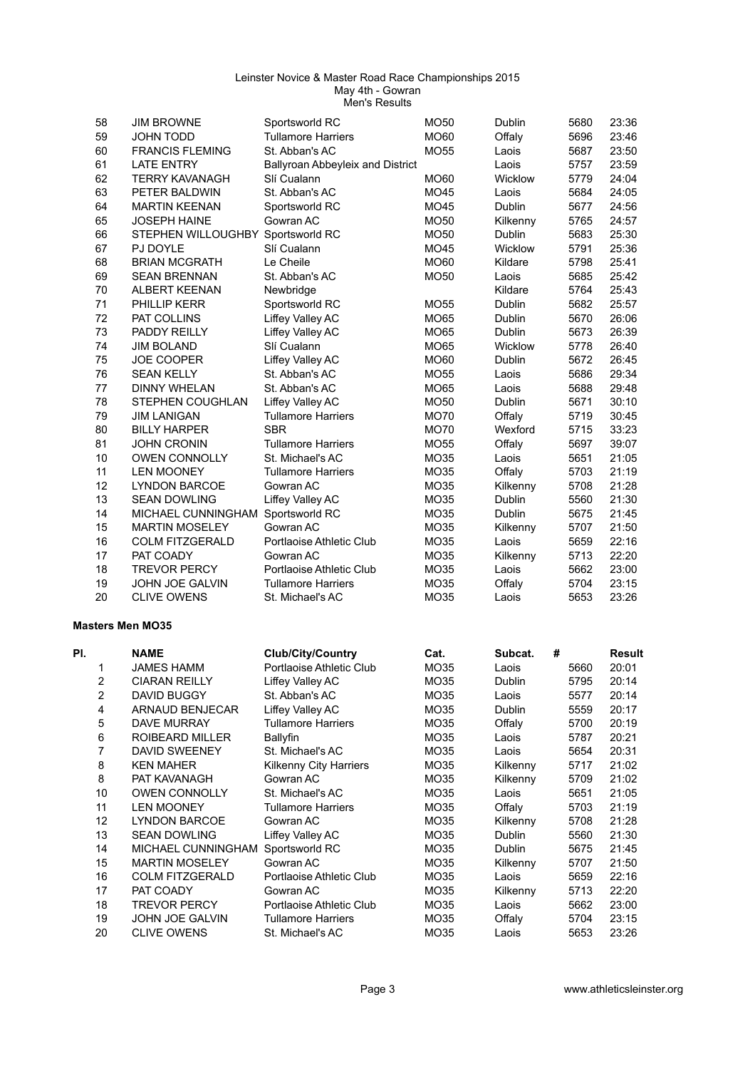Leinster Novice & Master Road Race Championships 2015
May 4th - Gowran
Men's Results

| | | | | | | |
|---|---|---|---|---|---|---|
| 58 | JIM BROWNE | Sportsworld RC | MO50 | Dublin | 5680 | 23:36 |
| 59 | JOHN TODD | Tullamore Harriers | MO60 | Offaly | 5696 | 23:46 |
| 60 | FRANCIS FLEMING | St. Abban's AC | MO55 | Laois | 5687 | 23:50 |
| 61 | LATE ENTRY | Ballyroan Abbeyleix and District | | Laois | 5757 | 23:59 |
| 62 | TERRY KAVANAGH | Slí Cualann | MO60 | Wicklow | 5779 | 24:04 |
| 63 | PETER BALDWIN | St. Abban's AC | MO45 | Laois | 5684 | 24:05 |
| 64 | MARTIN KEENAN | Sportsworld RC | MO45 | Dublin | 5677 | 24:56 |
| 65 | JOSEPH HAINE | Gowran AC | MO50 | Kilkenny | 5765 | 24:57 |
| 66 | STEPHEN WILLOUGHBY | Sportsworld RC | MO50 | Dublin | 5683 | 25:30 |
| 67 | PJ DOYLE | Slí Cualann | MO45 | Wicklow | 5791 | 25:36 |
| 68 | BRIAN MCGRATH | Le Cheile | MO60 | Kildare | 5798 | 25:41 |
| 69 | SEAN BRENNAN | St. Abban's AC | MO50 | Laois | 5685 | 25:42 |
| 70 | ALBERT KEENAN | Newbridge | | Kildare | 5764 | 25:43 |
| 71 | PHILLIP KERR | Sportsworld RC | MO55 | Dublin | 5682 | 25:57 |
| 72 | PAT COLLINS | Liffey Valley AC | MO65 | Dublin | 5670 | 26:06 |
| 73 | PADDY REILLY | Liffey Valley AC | MO65 | Dublin | 5673 | 26:39 |
| 74 | JIM BOLAND | Slí Cualann | MO65 | Wicklow | 5778 | 26:40 |
| 75 | JOE COOPER | Liffey Valley AC | MO60 | Dublin | 5672 | 26:45 |
| 76 | SEAN KELLY | St. Abban's AC | MO55 | Laois | 5686 | 29:34 |
| 77 | DINNY WHELAN | St. Abban's AC | MO65 | Laois | 5688 | 29:48 |
| 78 | STEPHEN COUGHLAN | Liffey Valley AC | MO50 | Dublin | 5671 | 30:10 |
| 79 | JIM LANIGAN | Tullamore Harriers | MO70 | Offaly | 5719 | 30:45 |
| 80 | BILLY HARPER | SBR | MO70 | Wexford | 5715 | 33:23 |
| 81 | JOHN CRONIN | Tullamore Harriers | MO55 | Offaly | 5697 | 39:07 |
| 10 | OWEN CONNOLLY | St. Michael's AC | MO35 | Laois | 5651 | 21:05 |
| 11 | LEN MOONEY | Tullamore Harriers | MO35 | Offaly | 5703 | 21:19 |
| 12 | LYNDON BARCOE | Gowran AC | MO35 | Kilkenny | 5708 | 21:28 |
| 13 | SEAN DOWLING | Liffey Valley AC | MO35 | Dublin | 5560 | 21:30 |
| 14 | MICHAEL CUNNINGHAM | Sportsworld RC | MO35 | Dublin | 5675 | 21:45 |
| 15 | MARTIN MOSELEY | Gowran AC | MO35 | Kilkenny | 5707 | 21:50 |
| 16 | COLM FITZGERALD | Portlaoise Athletic Club | MO35 | Laois | 5659 | 22:16 |
| 17 | PAT COADY | Gowran AC | MO35 | Kilkenny | 5713 | 22:20 |
| 18 | TREVOR PERCY | Portlaoise Athletic Club | MO35 | Laois | 5662 | 23:00 |
| 19 | JOHN JOE GALVIN | Tullamore Harriers | MO35 | Offaly | 5704 | 23:15 |
| 20 | CLIVE OWENS | St. Michael's AC | MO35 | Laois | 5653 | 23:26 |

**Masters Men MO35**

| Pl. | NAME | Club/City/Country | Cat. | Subcat. | # | Result |
|---|---|---|---|---|---|---|
| 1 | JAMES HAMM | Portlaoise Athletic Club | MO35 | Laois | 5660 | 20:01 |
| 2 | CIARAN REILLY | Liffey Valley AC | MO35 | Dublin | 5795 | 20:14 |
| 2 | DAVID BUGGY | St. Abban's AC | MO35 | Laois | 5577 | 20:14 |
| 4 | ARNAUD BENJECAR | Liffey Valley AC | MO35 | Dublin | 5559 | 20:17 |
| 5 | DAVE MURRAY | Tullamore Harriers | MO35 | Offaly | 5700 | 20:19 |
| 6 | ROIBEARD MILLER | Ballyfin | MO35 | Laois | 5787 | 20:21 |
| 7 | DAVID SWEENEY | St. Michael's AC | MO35 | Laois | 5654 | 20:31 |
| 8 | KEN MAHER | Kilkenny City Harriers | MO35 | Kilkenny | 5717 | 21:02 |
| 8 | PAT KAVANAGH | Gowran AC | MO35 | Kilkenny | 5709 | 21:02 |
| 10 | OWEN CONNOLLY | St. Michael's AC | MO35 | Laois | 5651 | 21:05 |
| 11 | LEN MOONEY | Tullamore Harriers | MO35 | Offaly | 5703 | 21:19 |
| 12 | LYNDON BARCOE | Gowran AC | MO35 | Kilkenny | 5708 | 21:28 |
| 13 | SEAN DOWLING | Liffey Valley AC | MO35 | Dublin | 5560 | 21:30 |
| 14 | MICHAEL CUNNINGHAM | Sportsworld RC | MO35 | Dublin | 5675 | 21:45 |
| 15 | MARTIN MOSELEY | Gowran AC | MO35 | Kilkenny | 5707 | 21:50 |
| 16 | COLM FITZGERALD | Portlaoise Athletic Club | MO35 | Laois | 5659 | 22:16 |
| 17 | PAT COADY | Gowran AC | MO35 | Kilkenny | 5713 | 22:20 |
| 18 | TREVOR PERCY | Portlaoise Athletic Club | MO35 | Laois | 5662 | 23:00 |
| 19 | JOHN JOE GALVIN | Tullamore Harriers | MO35 | Offaly | 5704 | 23:15 |
| 20 | CLIVE OWENS | St. Michael's AC | MO35 | Laois | 5653 | 23:26 |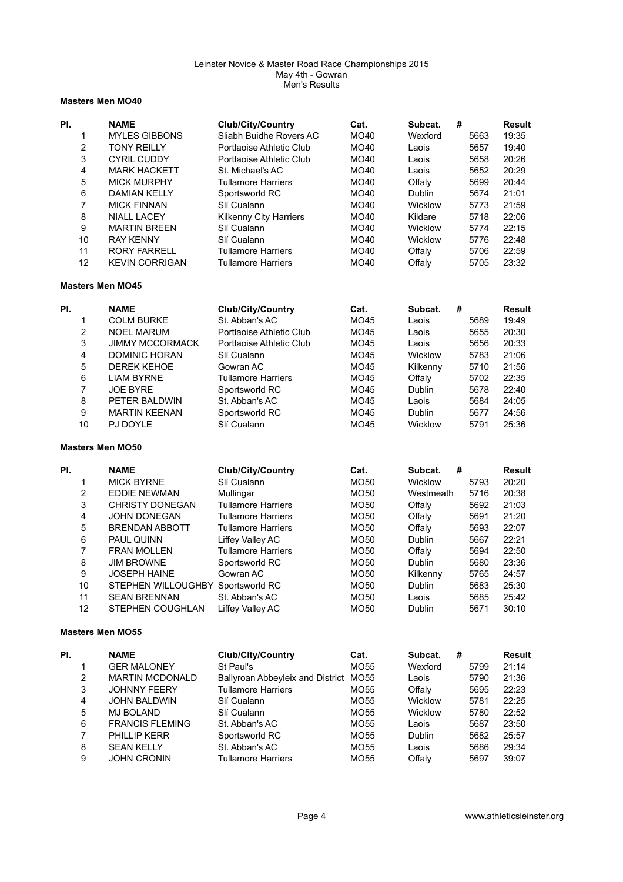Leinster Novice & Master Road Race Championships 2015
May 4th - Gowran
Men's Results

### Masters Men MO40

| Pl. | NAME | Club/City/Country | Cat. | Subcat. | # | Result |
|---|---|---|---|---|---|---|
| 1 | MYLES GIBBONS | Sliabh Buidhe Rovers AC | MO40 | Wexford | 5663 | 19:35 |
| 2 | TONY REILLY | Portlaoise Athletic Club | MO40 | Laois | 5657 | 19:40 |
| 3 | CYRIL CUDDY | Portlaoise Athletic Club | MO40 | Laois | 5658 | 20:26 |
| 4 | MARK HACKETT | St. Michael's AC | MO40 | Laois | 5652 | 20:29 |
| 5 | MICK MURPHY | Tullamore Harriers | MO40 | Offaly | 5699 | 20:44 |
| 6 | DAMIAN KELLY | Sportsworld RC | MO40 | Dublin | 5674 | 21:01 |
| 7 | MICK FINNAN | Slí Cualann | MO40 | Wicklow | 5773 | 21:59 |
| 8 | NIALL LACEY | Kilkenny City Harriers | MO40 | Kildare | 5718 | 22:06 |
| 9 | MARTIN BREEN | Slí Cualann | MO40 | Wicklow | 5774 | 22:15 |
| 10 | RAY KENNY | Slí Cualann | MO40 | Wicklow | 5776 | 22:48 |
| 11 | RORY FARRELL | Tullamore Harriers | MO40 | Offaly | 5706 | 22:59 |
| 12 | KEVIN CORRIGAN | Tullamore Harriers | MO40 | Offaly | 5705 | 23:32 |

### Masters Men MO45

| Pl. | NAME | Club/City/Country | Cat. | Subcat. | # | Result |
|---|---|---|---|---|---|---|
| 1 | COLM BURKE | St. Abban's AC | MO45 | Laois | 5689 | 19:49 |
| 2 | NOEL MARUM | Portlaoise Athletic Club | MO45 | Laois | 5655 | 20:30 |
| 3 | JIMMY MCCORMACK | Portlaoise Athletic Club | MO45 | Laois | 5656 | 20:33 |
| 4 | DOMINIC HORAN | Slí Cualann | MO45 | Wicklow | 5783 | 21:06 |
| 5 | DEREK KEHOE | Gowran AC | MO45 | Kilkenny | 5710 | 21:56 |
| 6 | LIAM BYRNE | Tullamore Harriers | MO45 | Offaly | 5702 | 22:35 |
| 7 | JOE BYRE | Sportsworld RC | MO45 | Dublin | 5678 | 22:40 |
| 8 | PETER BALDWIN | St. Abban's AC | MO45 | Laois | 5684 | 24:05 |
| 9 | MARTIN KEENAN | Sportsworld RC | MO45 | Dublin | 5677 | 24:56 |
| 10 | PJ DOYLE | Slí Cualann | MO45 | Wicklow | 5791 | 25:36 |

### Masters Men MO50

| Pl. | NAME | Club/City/Country | Cat. | Subcat. | # | Result |
|---|---|---|---|---|---|---|
| 1 | MICK BYRNE | Slí Cualann | MO50 | Wicklow | 5793 | 20:20 |
| 2 | EDDIE NEWMAN | Mullingar | MO50 | Westmeath | 5716 | 20:38 |
| 3 | CHRISTY DONEGAN | Tullamore Harriers | MO50 | Offaly | 5692 | 21:03 |
| 4 | JOHN DONEGAN | Tullamore Harriers | MO50 | Offaly | 5691 | 21:20 |
| 5 | BRENDAN ABBOTT | Tullamore Harriers | MO50 | Offaly | 5693 | 22:07 |
| 6 | PAUL QUINN | Liffey Valley AC | MO50 | Dublin | 5667 | 22:21 |
| 7 | FRAN MOLLEN | Tullamore Harriers | MO50 | Offaly | 5694 | 22:50 |
| 8 | JIM BROWNE | Sportsworld RC | MO50 | Dublin | 5680 | 23:36 |
| 9 | JOSEPH HAINE | Gowran AC | MO50 | Kilkenny | 5765 | 24:57 |
| 10 | STEPHEN WILLOUGHBY | Sportsworld RC | MO50 | Dublin | 5683 | 25:30 |
| 11 | SEAN BRENNAN | St. Abban's AC | MO50 | Laois | 5685 | 25:42 |
| 12 | STEPHEN COUGHLAN | Liffey Valley AC | MO50 | Dublin | 5671 | 30:10 |

### Masters Men MO55

| Pl. | NAME | Club/City/Country | Cat. | Subcat. | # | Result |
|---|---|---|---|---|---|---|
| 1 | GER MALONEY | St Paul's | MO55 | Wexford | 5799 | 21:14 |
| 2 | MARTIN MCDONALD | Ballyroan Abbeyleix and District | MO55 | Laois | 5790 | 21:36 |
| 3 | JOHNNY FEERY | Tullamore Harriers | MO55 | Offaly | 5695 | 22:23 |
| 4 | JOHN BALDWIN | Slí Cualann | MO55 | Wicklow | 5781 | 22:25 |
| 5 | MJ BOLAND | Slí Cualann | MO55 | Wicklow | 5780 | 22:52 |
| 6 | FRANCIS FLEMING | St. Abban's AC | MO55 | Laois | 5687 | 23:50 |
| 7 | PHILLIP KERR | Sportsworld RC | MO55 | Dublin | 5682 | 25:57 |
| 8 | SEAN KELLY | St. Abban's AC | MO55 | Laois | 5686 | 29:34 |
| 9 | JOHN CRONIN | Tullamore Harriers | MO55 | Offaly | 5697 | 39:07 |

www.athleticsleinster.org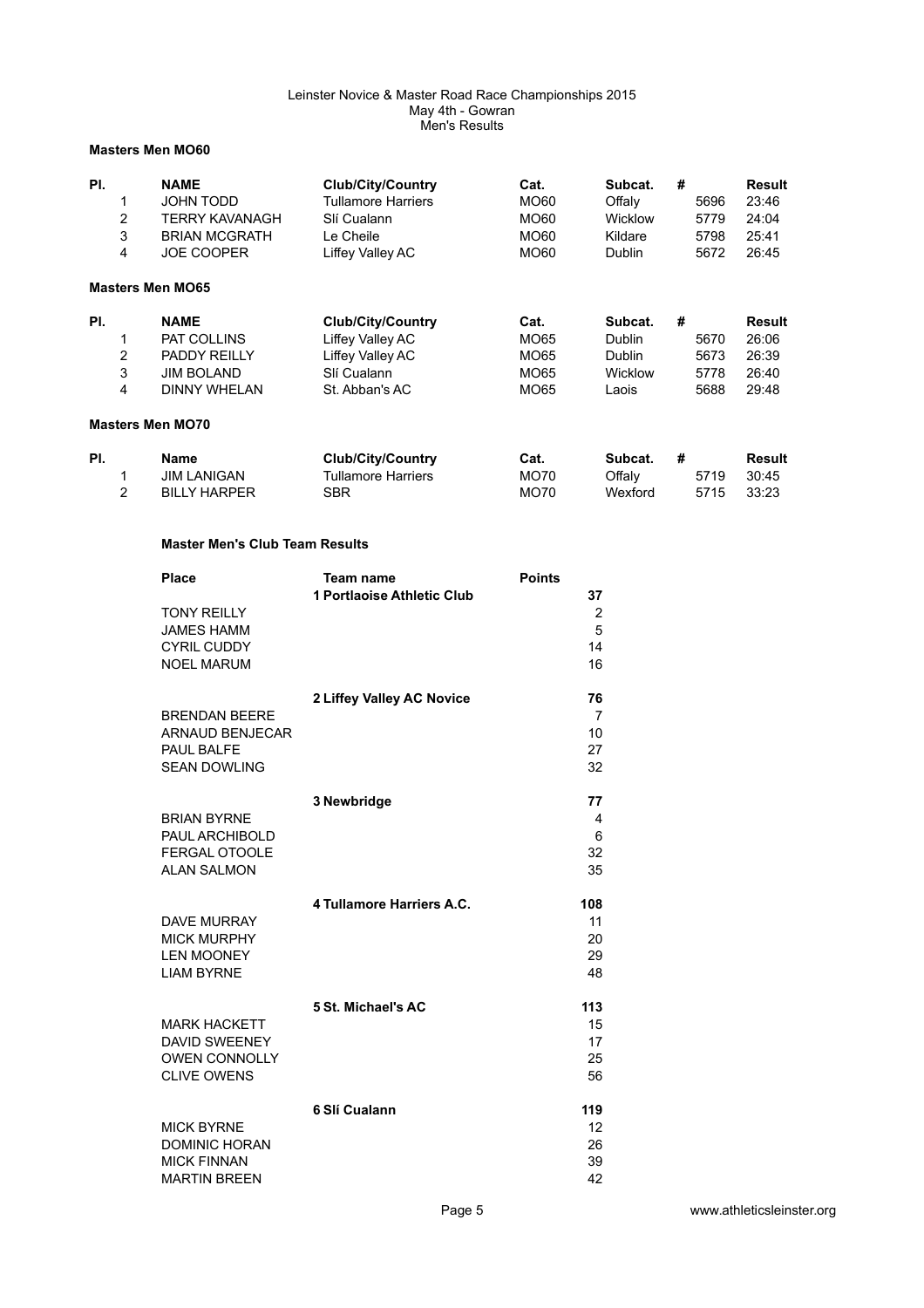Leinster Novice & Master Road Race Championships 2015
May 4th - Gowran
Men's Results

### Masters Men MO60

| Pl. | NAME | Club/City/Country | Cat. | Subcat. | # | Result |
|---|---|---|---|---|---|---|
| 1 | JOHN TODD | Tullamore Harriers | MO60 | Offaly | 5696 | 23:46 |
| 2 | TERRY KAVANAGH | Slí Cualann | MO60 | Wicklow | 5779 | 24:04 |
| 3 | BRIAN MCGRATH | Le Cheile | MO60 | Kildare | 5798 | 25:41 |
| 4 | JOE COOPER | Liffey Valley AC | MO60 | Dublin | 5672 | 26:45 |

### Masters Men MO65

| Pl. | NAME | Club/City/Country | Cat. | Subcat. | # | Result |
|---|---|---|---|---|---|---|
| 1 | PAT COLLINS | Liffey Valley AC | MO65 | Dublin | 5670 | 26:06 |
| 2 | PADDY REILLY | Liffey Valley AC | MO65 | Dublin | 5673 | 26:39 |
| 3 | JIM BOLAND | Slí Cualann | MO65 | Wicklow | 5778 | 26:40 |
| 4 | DINNY WHELAN | St. Abban's AC | MO65 | Laois | 5688 | 29:48 |

### Masters Men MO70

| Pl. | Name | Club/City/Country | Cat. | Subcat. | # | Result |
|---|---|---|---|---|---|---|
| 1 | JIM LANIGAN | Tullamore Harriers | MO70 | Offaly | 5719 | 30:45 |
| 2 | BILLY HARPER | SBR | MO70 | Wexford | 5715 | 33:23 |

### Master Men's Club Team Results

| Place | Team name | Points |
|---|---|---|
| | **1 Portlaoise Athletic Club** | **37** |
| TONY REILLY | | 2 |
| JAMES HAMM | | 5 |
| CYRIL CUDDY | | 14 |
| NOEL MARUM | | 16 |
| | **2 Liffey Valley AC Novice** | **76** |
| BRENDAN BEERE | | 7 |
| ARNAUD BENJECAR | | 10 |
| PAUL BALFE | | 27 |
| SEAN DOWLING | | 32 |
| | **3 Newbridge** | **77** |
| BRIAN BYRNE | | 4 |
| PAUL ARCHIBOLD | | 6 |
| FERGAL OTOOLE | | 32 |
| ALAN SALMON | | 35 |
| | **4 Tullamore Harriers A.C.** | **108** |
| DAVE MURRAY | | 11 |
| MICK MURPHY | | 20 |
| LEN MOONEY | | 29 |
| LIAM BYRNE | | 48 |
| | **5 St. Michael's AC** | **113** |
| MARK HACKETT | | 15 |
| DAVID SWEENEY | | 17 |
| OWEN CONNOLLY | | 25 |
| CLIVE OWENS | | 56 |
| | **6 Slí Cualann** | **119** |
| MICK BYRNE | | 12 |
| DOMINIC HORAN | | 26 |
| MICK FINNAN | | 39 |
| MARTIN BREEN | | 42 |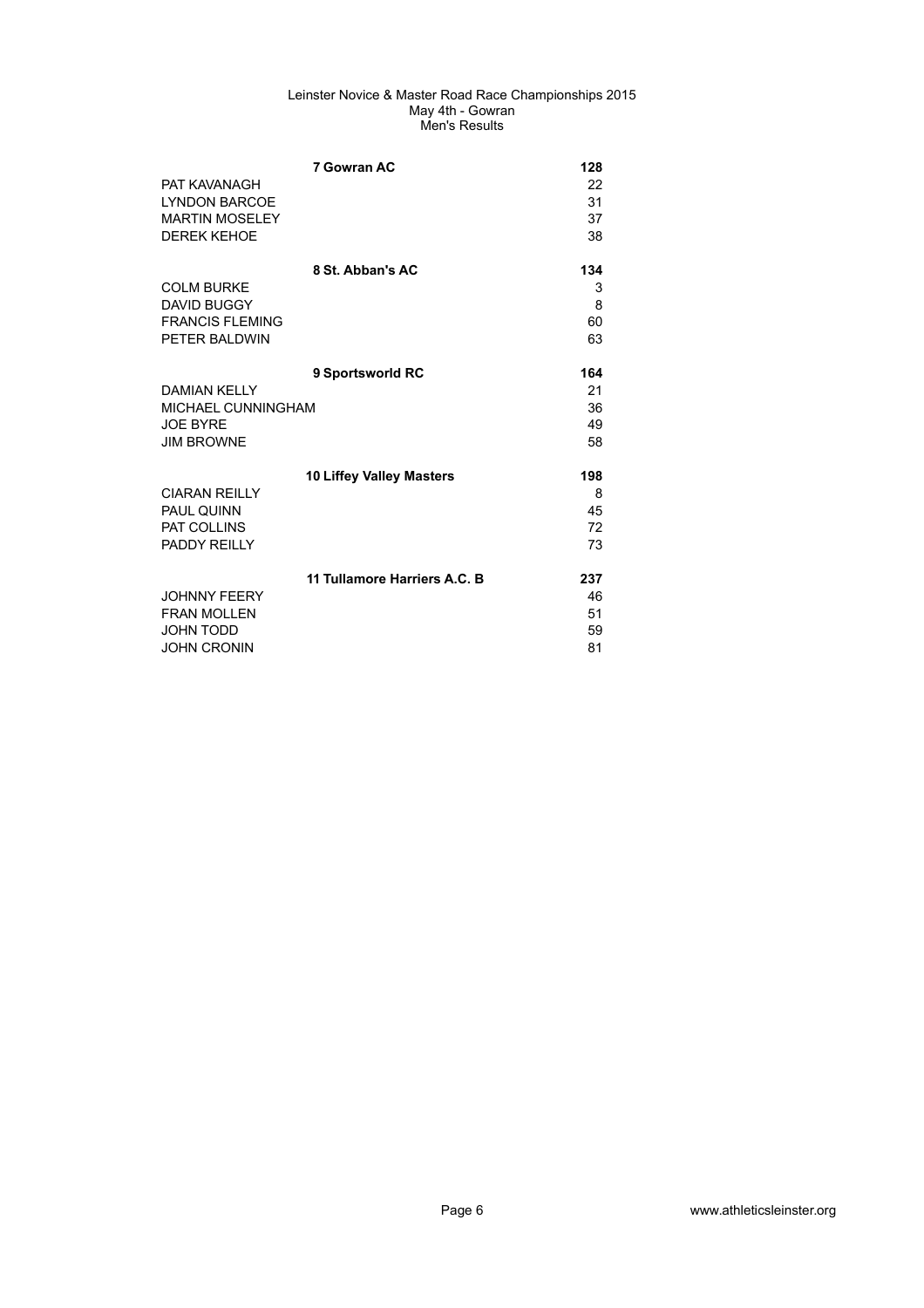Leinster Novice & Master Road Race Championships 2015
May 4th - Gowran
Men's Results

| | |
|---|---|
| **7 Gowran AC** | **128** |
| PAT KAVANAGH | 22 |
| LYNDON BARCOE | 31 |
| MARTIN MOSELEY | 37 |
| DEREK KEHOE | 38 |
| **8 St. Abban's AC** | **134** |
| COLM BURKE | 3 |
| DAVID BUGGY | 8 |
| FRANCIS FLEMING | 60 |
| PETER BALDWIN | 63 |
| **9 Sportsworld RC** | **164** |
| DAMIAN KELLY | 21 |
| MICHAEL CUNNINGHAM | 36 |
| JOE BYRE | 49 |
| JIM BROWNE | 58 |
| **10 Liffey Valley Masters** | **198** |
| CIARAN REILLY | 8 |
| PAUL QUINN | 45 |
| PAT COLLINS | 72 |
| PADDY REILLY | 73 |
| **11 Tullamore Harriers A.C. B** | **237** |
| JOHNNY FEERY | 46 |
| FRAN MOLLEN | 51 |
| JOHN TODD | 59 |
| JOHN CRONIN | 81 |